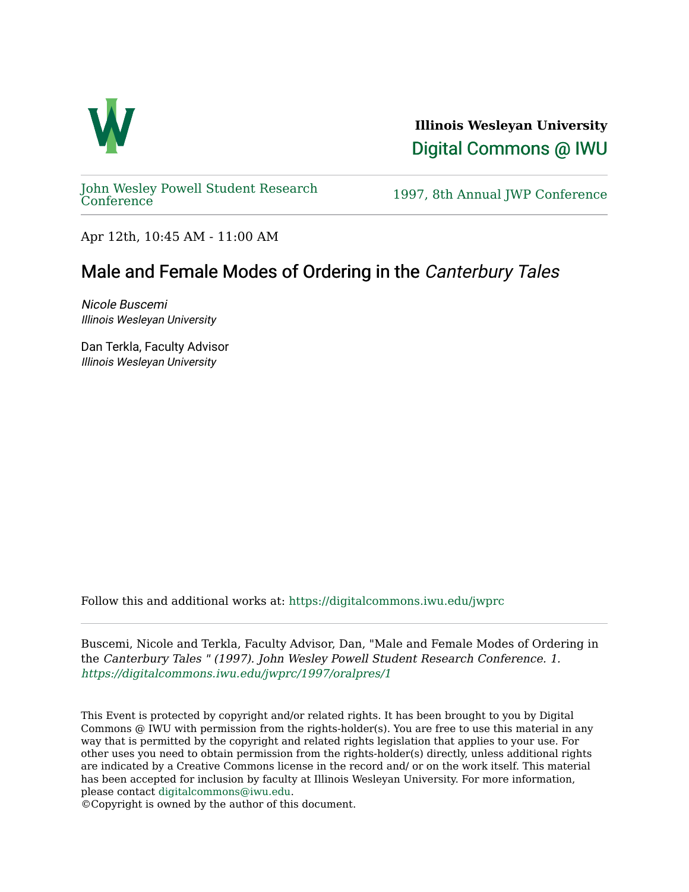**Illinois Wesleyan University**

Digital Commons @ IWU

John Wesley Powell Student Research Conference

1997, 8th Annual JWP Conference

Apr 12th, 10:45 AM - 11:00 AM

# Male and Female Modes of Ordering in the *Canterbury Tales*

*Nicole Buscemi*
*Illinois Wesleyan University*

Dan Terkla, Faculty Advisor
*Illinois Wesleyan University*

Follow this and additional works at: https://digitalcommons.iwu.edu/jwprc

Buscemi, Nicole and Terkla, Faculty Advisor, Dan, "Male and Female Modes of Ordering in the *Canterbury Tales* " (1997). *John Wesley Powell Student Research Conference. 1.*
*https://digitalcommons.iwu.edu/jwprc/1997/oralpres/1*

This Event is protected by copyright and/or related rights. It has been brought to you by Digital Commons @ IWU with permission from the rights-holder(s). You are free to use this material in any way that is permitted by the copyright and related rights legislation that applies to your use. For other uses you need to obtain permission from the rights-holder(s) directly, unless additional rights are indicated by a Creative Commons license in the record and/ or on the work itself. This material has been accepted for inclusion by faculty at Illinois Wesleyan University. For more information, please contact digitalcommons@iwu.edu.
©Copyright is owned by the author of this document.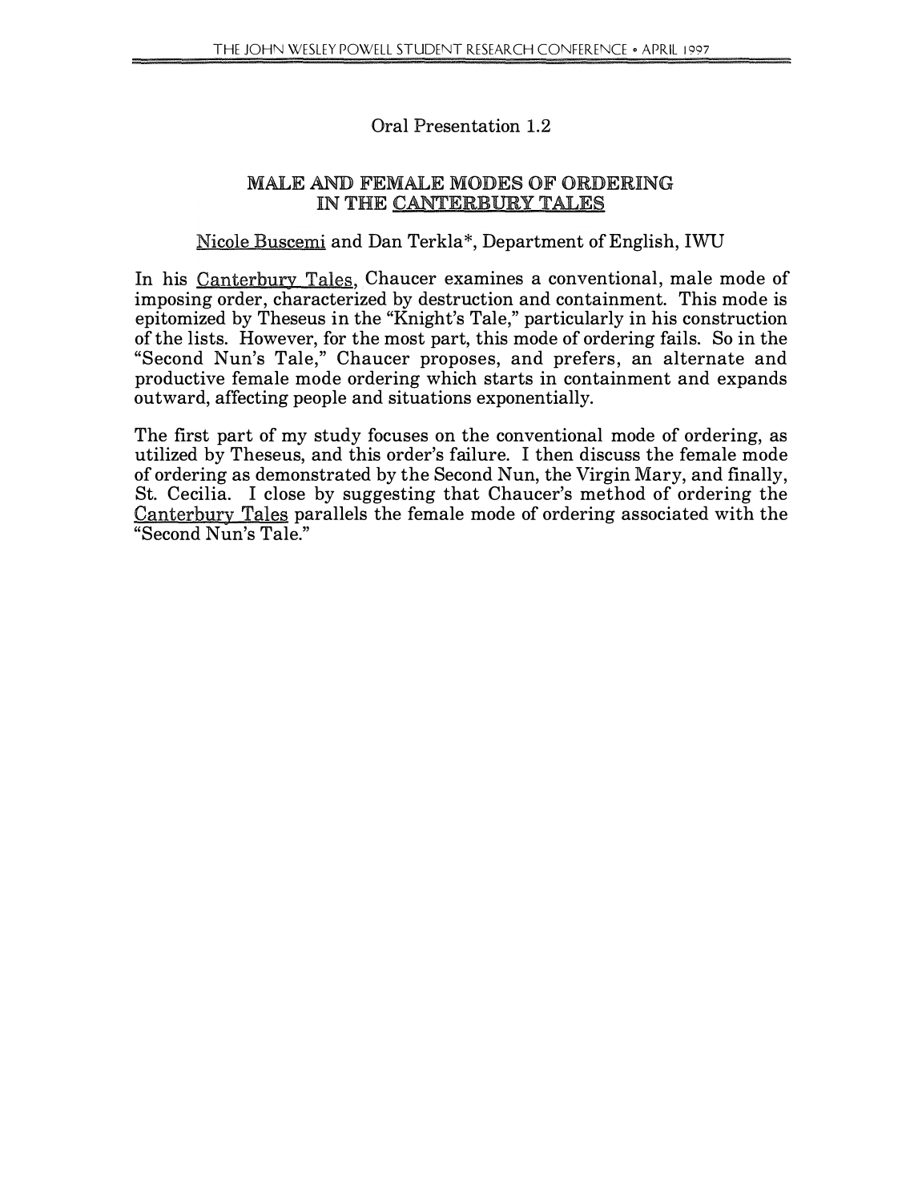Oral Presentation 1.2

## MALE AND FEMALE MODES OF ORDERING IN THE CANTERBURY TALES

Nicole Buscemi and Dan Terkla*, Department of English, IWU

In his Canterbury Tales, Chaucer examines a conventional, male mode of imposing order, characterized by destruction and containment. This mode is epitomized by Theseus in the "Knight's Tale," particularly in his construction of the lists. However, for the most part, this mode of ordering fails. So in the "Second Nun's Tale," Chaucer proposes, and prefers, an alternate and productive female mode ordering which starts in containment and expands outward, affecting people and situations exponentially.

The first part of my study focuses on the conventional mode of ordering, as utilized by Theseus, and this order's failure. I then discuss the female mode of ordering as demonstrated by the Second Nun, the Virgin Mary, and finally, St. Cecilia. I close by suggesting that Chaucer's method of ordering the Canterbury Tales parallels the female mode of ordering associated with the "Second Nun's Tale."